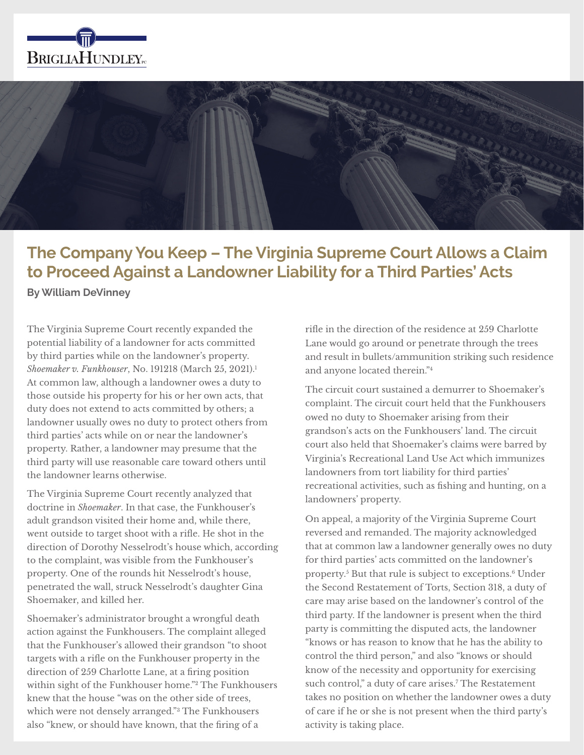# The Company You Keep – The Virginia Supreme Court Allows a Claim to Proceed Against a Landowner Liability for a Third Parties' Acts

**By William DeVinney**

The Virginia Supreme Court recently expanded the potential liability of a landowner for acts committed by third parties while on the landowner's property. *Shoemaker v. Funkhouser*, No. 191218 (March 25, 2021).[1] At common law, although a landowner owes a duty to those outside his property for his or her own acts, that duty does not extend to acts committed by others; a landowner usually owes no duty to protect others from third parties' acts while on or near the landowner's property. Rather, a landowner may presume that the third party will use reasonable care toward others until the landowner learns otherwise.

The Virginia Supreme Court recently analyzed that doctrine in *Shoemaker*. In that case, the Funkhouser's adult grandson visited their home and, while there, went outside to target shoot with a rifle. He shot in the direction of Dorothy Nesselrodt's house which, according to the complaint, was visible from the Funkhouser's property. One of the rounds hit Nesselrodt's house, penetrated the wall, struck Nesselrodt's daughter Gina Shoemaker, and killed her.

Shoemaker's administrator brought a wrongful death action against the Funkhousers. The complaint alleged that the Funkhouser's allowed their grandson "to shoot targets with a rifle on the Funkhouser property in the direction of 259 Charlotte Lane, at a firing position within sight of the Funkhouser home."[2] The Funkhousers knew that the house "was on the other side of trees, which were not densely arranged."[3] The Funkhousers also "knew, or should have known, that the firing of a rifle in the direction of the residence at 259 Charlotte Lane would go around or penetrate through the trees and result in bullets/ammunition striking such residence and anyone located therein."[4]

The circuit court sustained a demurrer to Shoemaker's complaint. The circuit court held that the Funkhousers owed no duty to Shoemaker arising from their grandson's acts on the Funkhousers' land. The circuit court also held that Shoemaker's claims were barred by Virginia's Recreational Land Use Act which immunizes landowners from tort liability for third parties' recreational activities, such as fishing and hunting, on a landowners' property.

On appeal, a majority of the Virginia Supreme Court reversed and remanded. The majority acknowledged that at common law a landowner generally owes no duty for third parties' acts committed on the landowner's property.[5] But that rule is subject to exceptions.[6] Under the Second Restatement of Torts, Section 318, a duty of care may arise based on the landowner's control of the third party. If the landowner is present when the third party is committing the disputed acts, the landowner "knows or has reason to know that he has the ability to control the third person," and also "knows or should know of the necessity and opportunity for exercising such control," a duty of care arises.[7] The Restatement takes no position on whether the landowner owes a duty of care if he or she is not present when the third party's activity is taking place.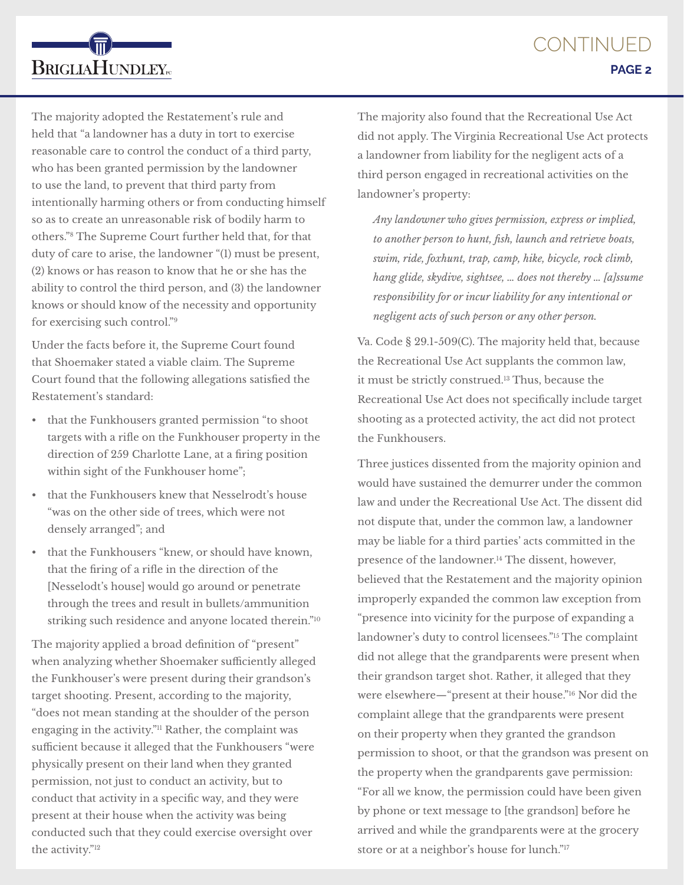The majority adopted the Restatement's rule and held that "a landowner has a duty in tort to exercise reasonable care to control the conduct of a third party, who has been granted permission by the landowner to use the land, to prevent that third party from intentionally harming others or from conducting himself so as to create an unreasonable risk of bodily harm to others."[8] The Supreme Court further held that, for that duty of care to arise, the landowner "(1) must be present, (2) knows or has reason to know that he or she has the ability to control the third person, and (3) the landowner knows or should know of the necessity and opportunity for exercising such control."[9]

Under the facts before it, the Supreme Court found that Shoemaker stated a viable claim. The Supreme Court found that the following allegations satisfied the Restatement's standard:

- that the Funkhousers granted permission "to shoot targets with a rifle on the Funkhouser property in the direction of 259 Charlotte Lane, at a firing position within sight of the Funkhouser home";
- that the Funkhousers knew that Nesselrodt's house "was on the other side of trees, which were not densely arranged"; and
- that the Funkhousers "knew, or should have known, that the firing of a rifle in the direction of the [Nesselodt's house] would go around or penetrate through the trees and result in bullets/ammunition striking such residence and anyone located therein."[10]

The majority applied a broad definition of "present" when analyzing whether Shoemaker sufficiently alleged the Funkhouser's were present during their grandson's target shooting. Present, according to the majority, "does not mean standing at the shoulder of the person engaging in the activity."[11] Rather, the complaint was sufficient because it alleged that the Funkhousers "were physically present on their land when they granted permission, not just to conduct an activity, but to conduct that activity in a specific way, and they were present at their house when the activity was being conducted such that they could exercise oversight over the activity."[12]

The majority also found that the Recreational Use Act did not apply. The Virginia Recreational Use Act protects a landowner from liability for the negligent acts of a third person engaged in recreational activities on the landowner's property:

> *Any landowner who gives permission, express or implied, to another person to hunt, fish, launch and retrieve boats, swim, ride, foxhunt, trap, camp, hike, bicycle, rock climb, hang glide, skydive, sightsee, … does not thereby … [a]ssume responsibility for or incur liability for any intentional or negligent acts of such person or any other person.*

Va. Code § 29.1-509(C). The majority held that, because the Recreational Use Act supplants the common law, it must be strictly construed.[13] Thus, because the Recreational Use Act does not specifically include target shooting as a protected activity, the act did not protect the Funkhousers.

Three justices dissented from the majority opinion and would have sustained the demurrer under the common law and under the Recreational Use Act. The dissent did not dispute that, under the common law, a landowner may be liable for a third parties' acts committed in the presence of the landowner.[14] The dissent, however, believed that the Restatement and the majority opinion improperly expanded the common law exception from "presence into vicinity for the purpose of expanding a landowner's duty to control licensees."[15] The complaint did not allege that the grandparents were present when their grandson target shot. Rather, it alleged that they were elsewhere—"present at their house."[16] Nor did the complaint allege that the grandparents were present on their property when they granted the grandson permission to shoot, or that the grandson was present on the property when the grandparents gave permission: "For all we know, the permission could have been given by phone or text message to [the grandson] before he arrived and while the grandparents were at the grocery store or at a neighbor's house for lunch."[17]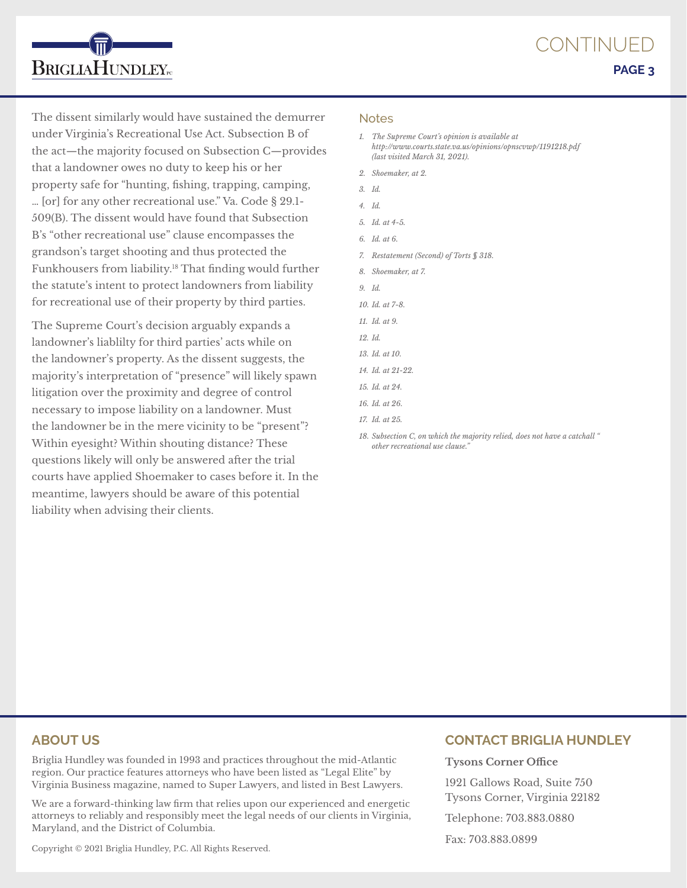The dissent similarly would have sustained the demurrer under Virginia's Recreational Use Act. Subsection B of the act—the majority focused on Subsection C—provides that a landowner owes no duty to keep his or her property safe for "hunting, fishing, trapping, camping, … [or] for any other recreational use." Va. Code § 29.1-509(B). The dissent would have found that Subsection B's "other recreational use" clause encompasses the grandson's target shooting and thus protected the Funkhousers from liability.[18] That finding would further the statute's intent to protect landowners from liability for recreational use of their property by third parties.

The Supreme Court's decision arguably expands a landowner's liablilty for third parties' acts while on the landowner's property. As the dissent suggests, the majority's interpretation of "presence" will likely spawn litigation over the proximity and degree of control necessary to impose liability on a landowner. Must the landowner be in the mere vicinity to be "present"? Within eyesight? Within shouting distance? These questions likely will only be answered after the trial courts have applied Shoemaker to cases before it. In the meantime, lawyers should be aware of this potential liability when advising their clients.

## Notes

1. *The Supreme Court's opinion is available at http://www.courts.state.va.us/opinions/opnscvwp/1191218.pdf (last visited March 31, 2021).*
2. *Shoemaker, at 2.*
3. *Id.*
4. *Id.*
5. *Id. at 4-5.*
6. *Id. at 6.*
7. *Restatement (Second) of Torts § 318.*
8. *Shoemaker, at 7.*
9. *Id.*
10. *Id. at 7-8.*
11. *Id. at 9.*
12. *Id.*
13. *Id. at 10.*
14. *Id. at 21-22.*
15. *Id. at 24.*
16. *Id. at 26.*
17. *Id. at 25.*
18. *Subsection C, on which the majority relied, does not have a catchall " other recreational use clause."*

## ABOUT US

Briglia Hundley was founded in 1993 and practices throughout the mid-Atlantic region. Our practice features attorneys who have been listed as "Legal Elite" by Virginia Business magazine, named to Super Lawyers, and listed in Best Lawyers.

We are a forward-thinking law firm that relies upon our experienced and energetic attorneys to reliably and responsibly meet the legal needs of our clients in Virginia, Maryland, and the District of Columbia.

Copyright © 2021 Briglia Hundley, P.C. All Rights Reserved.

## CONTACT BRIGLIA HUNDLEY

**Tysons Corner Office**

1921 Gallows Road, Suite 750
Tysons Corner, Virginia 22182

Telephone: 703.883.0880

Fax: 703.883.0899